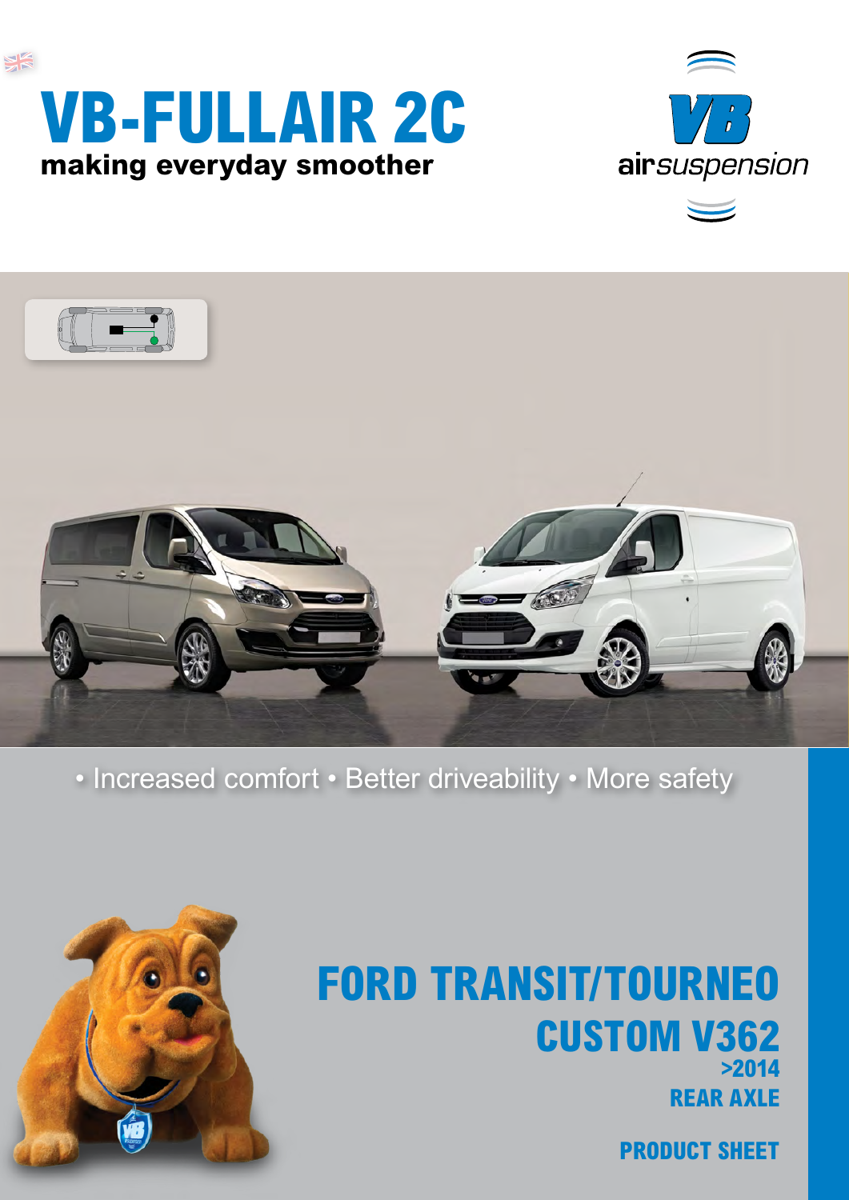# VB-FULLAIR 2C

**making everyday smoother**

VB airsuspension

• Increased comfort • Better driveability • More safety

## FORD TRANSIT/TOURNEO CUSTOM V362

**>2014**

**REAR AXLE**

**PRODUCT SHEET**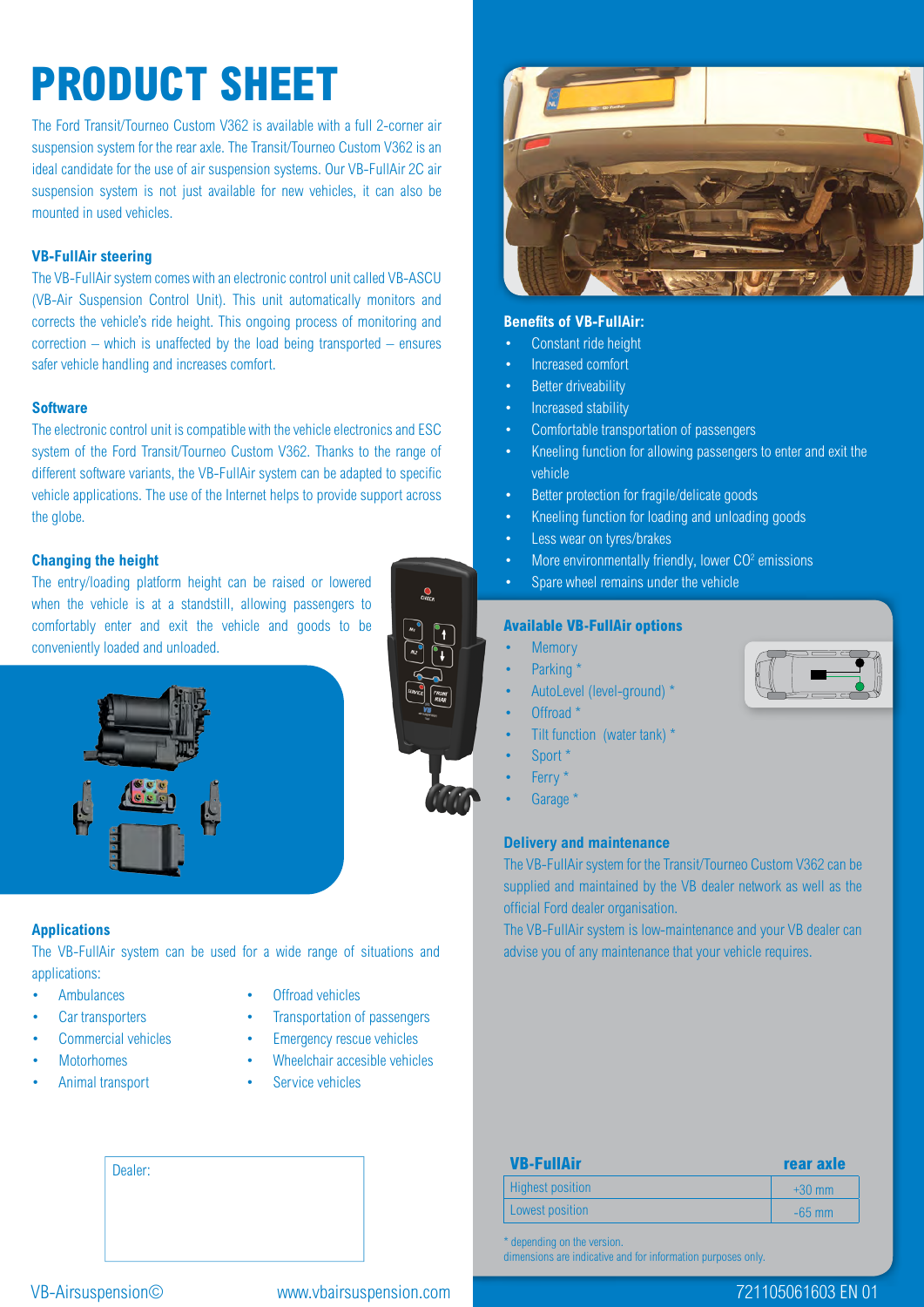# PRODUCT SHEET

The Ford Transit/Tourneo Custom V362 is available with a full 2-corner air suspension system for the rear axle. The Transit/Tourneo Custom V362 is an ideal candidate for the use of air suspension systems. Our VB-FullAir 2C air suspension system is not just available for new vehicles, it can also be mounted in used vehicles.

### VB-FullAir steering

The VB-FullAir system comes with an electronic control unit called VB-ASCU (VB-Air Suspension Control Unit). This unit automatically monitors and corrects the vehicle's ride height. This ongoing process of monitoring and correction – which is unaffected by the load being transported – ensures safer vehicle handling and increases comfort.

### Software

The electronic control unit is compatible with the vehicle electronics and ESC system of the Ford Transit/Tourneo Custom V362. Thanks to the range of different software variants, the VB-FullAir system can be adapted to specific vehicle applications. The use of the Internet helps to provide support across the globe.

### Changing the height

The entry/loading platform height can be raised or lowered when the vehicle is at a standstill, allowing passengers to comfortably enter and exit the vehicle and goods to be conveniently loaded and unloaded.

### Applications

The VB-FullAir system can be used for a wide range of situations and applications:

- Ambulances
- Car transporters
- Commercial vehicles
- Motorhomes
- Animal transport
- Offroad vehicles
- Transportation of passengers
- Emergency rescue vehicles
- Wheelchair accesible vehicles
- Service vehicles

Dealer:

### Benefits of VB-FullAir:

- Constant ride height
- Increased comfort
- Better driveability
- Increased stability
- Comfortable transportation of passengers
- Kneeling function for allowing passengers to enter and exit the vehicle
- Better protection for fragile/delicate goods
- Kneeling function for loading and unloading goods
- Less wear on tyres/brakes
- More environmentally friendly, lower $CO^2$ emissions
- Spare wheel remains under the vehicle

### Available VB-FullAir options

- Memory
- Parking *
- AutoLevel (level-ground) *
- Offroad *
- Tilt function (water tank) *
- Sport *
- Ferry *
- Garage *

### Delivery and maintenance

The VB-FullAir system for the Transit/Tourneo Custom V362 can be supplied and maintained by the VB dealer network as well as the official Ford dealer organisation.
The VB-FullAir system is low-maintenance and your VB dealer can advise you of any maintenance that your vehicle requires.

| VB-FullAir | rear axle |
|---|---|
| Highest position | +30 mm |
| Lowest position | -65 mm |

\* depending on the version.
dimensions are indicative and for information purposes only.

VB-Airsuspension© www.vbairsuspension.com 721105061603 EN 01